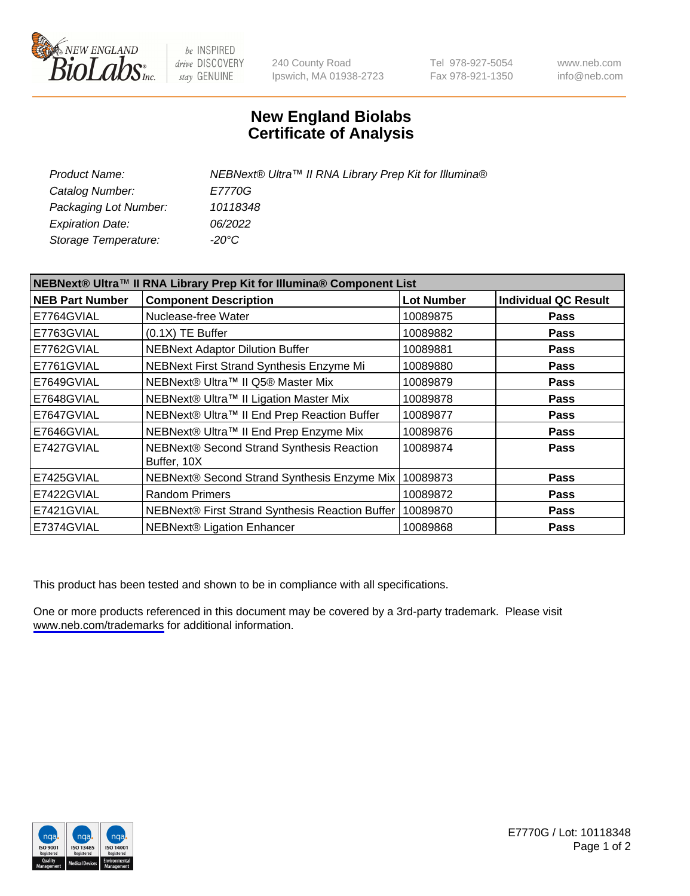New England BioLabs Inc. — be INSPIRED drive DISCOVERY stay GENUINE

240 County Road
Ipswich, MA 01938-2723

Tel 978-927-5054
Fax 978-921-1350

www.neb.com
info@neb.com

# New England Biolabs
# Certificate of Analysis

*Product Name:* *NEBNext® Ultra™ II RNA Library Prep Kit for Illumina®*
*Catalog Number:* *E7770G*
*Packaging Lot Number:* *10118348*
*Expiration Date:* *06/2022*
*Storage Temperature:* *-20°C*

| NEBNext® Ultra™ II RNA Library Prep Kit for Illumina® Component List | | | |
|---|---|---|---|
| **NEB Part Number** | **Component Description** | **Lot Number** | **Individual QC Result** |
| E7764GVIAL | Nuclease-free Water | 10089875 | **Pass** |
| E7763GVIAL | (0.1X) TE Buffer | 10089882 | **Pass** |
| E7762GVIAL | NEBNext Adaptor Dilution Buffer | 10089881 | **Pass** |
| E7761GVIAL | NEBNext First Strand Synthesis Enzyme Mi | 10089880 | **Pass** |
| E7649GVIAL | NEBNext® Ultra™ II Q5® Master Mix | 10089879 | **Pass** |
| E7648GVIAL | NEBNext® Ultra™ II Ligation Master Mix | 10089878 | **Pass** |
| E7647GVIAL | NEBNext® Ultra™ II End Prep Reaction Buffer | 10089877 | **Pass** |
| E7646GVIAL | NEBNext® Ultra™ II End Prep Enzyme Mix | 10089876 | **Pass** |
| E7427GVIAL | NEBNext® Second Strand Synthesis Reaction Buffer, 10X | 10089874 | **Pass** |
| E7425GVIAL | NEBNext® Second Strand Synthesis Enzyme Mix | 10089873 | **Pass** |
| E7422GVIAL | Random Primers | 10089872 | **Pass** |
| E7421GVIAL | NEBNext® First Strand Synthesis Reaction Buffer | 10089870 | **Pass** |
| E7374GVIAL | NEBNext® Ligation Enhancer | 10089868 | **Pass** |

This product has been tested and shown to be in compliance with all specifications.

One or more products referenced in this document may be covered by a 3rd-party trademark. Please visit www.neb.com/trademarks for additional information.

ISO 9001 Registered Quality Management | ISO 13485 Registered Medical Devices | ISO 14001 Registered Environmental Management

E7770G / Lot: 10118348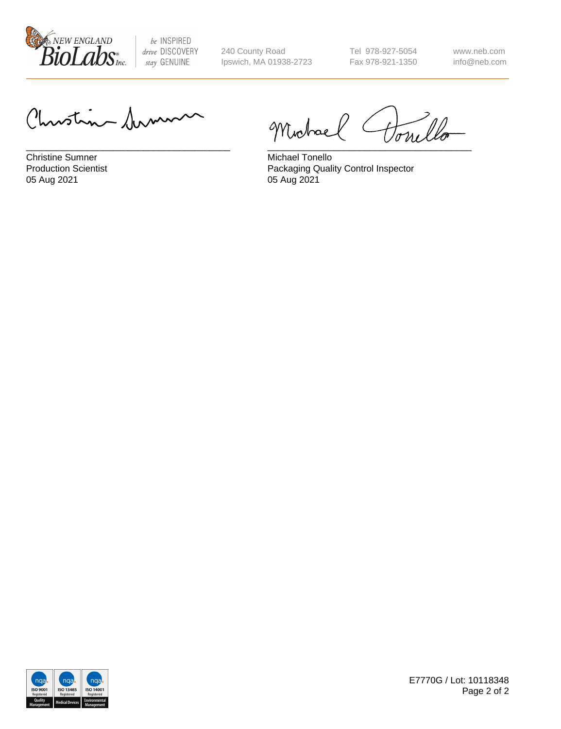Christine Sumner
Production Scientist
05 Aug 2021

Michael Tonello
Packaging Quality Control Inspector
05 Aug 2021

E7770G / Lot: 10118348